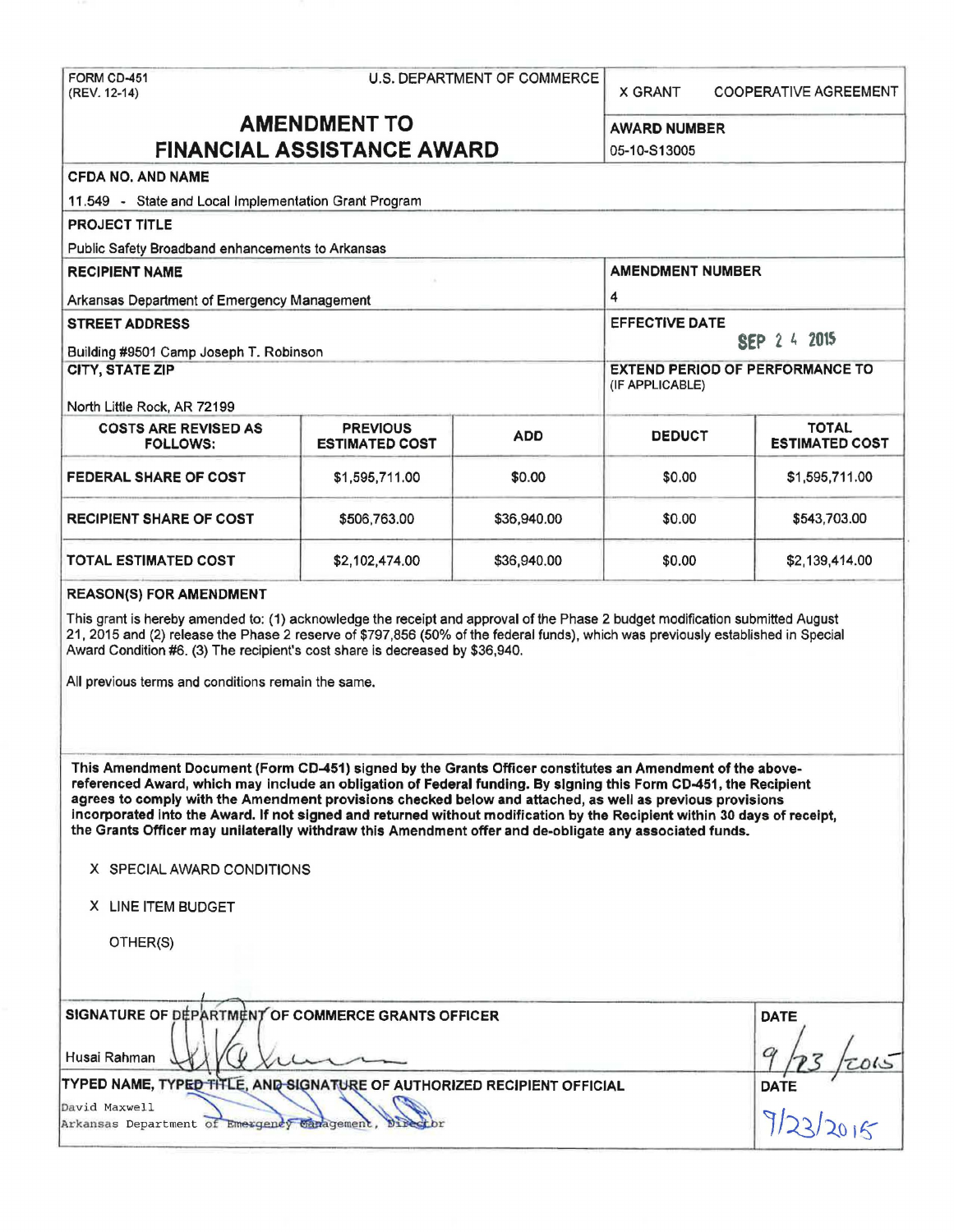FORM CD-451
(REV. 12-14)

U.S. DEPARTMENT OF COMMERCE

X GRANT    COOPERATIVE AGREEMENT

# AMENDMENT TO FINANCIAL ASSISTANCE AWARD

**AWARD NUMBER**
05-10-S13005

**CFDA NO. AND NAME**
11.549 - State and Local Implementation Grant Program

**PROJECT TITLE**
Public Safety Broadband enhancements to Arkansas

**RECIPIENT NAME**
Arkansas Department of Emergency Management

**AMENDMENT NUMBER**
4

**STREET ADDRESS**
Building #9501 Camp Joseph T. Robinson

**EFFECTIVE DATE**
SEP 24 2015

**CITY, STATE ZIP**
North Little Rock, AR 72199

**EXTEND PERIOD OF PERFORMANCE TO** (IF APPLICABLE)

| COSTS ARE REVISED AS FOLLOWS: | PREVIOUS ESTIMATED COST | ADD | DEDUCT | TOTAL ESTIMATED COST |
|---|---|---|---|---|
| FEDERAL SHARE OF COST | $1,595,711.00 | $0.00 | $0.00 | $1,595,711.00 |
| RECIPIENT SHARE OF COST | $506,763.00 | $36,940.00 | $0.00 | $543,703.00 |
| TOTAL ESTIMATED COST | $2,102,474.00 | $36,940.00 | $0.00 | $2,139,414.00 |

**REASON(S) FOR AMENDMENT**

This grant is hereby amended to: (1) acknowledge the receipt and approval of the Phase 2 budget modification submitted August 21, 2015 and (2) release the Phase 2 reserve of $797,856 (50% of the federal funds), which was previously established in Special Award Condition #6. (3) The recipient's cost share is decreased by $36,940.

All previous terms and conditions remain the same.

**This Amendment Document (Form CD-451) signed by the Grants Officer constitutes an Amendment of the above-referenced Award, which may include an obligation of Federal funding. By signing this Form CD-451, the Recipient agrees to comply with the Amendment provisions checked below and attached, as well as previous provisions incorporated into the Award. If not signed and returned without modification by the Recipient within 30 days of receipt, the Grants Officer may unilaterally withdraw this Amendment offer and de-obligate any associated funds.**

X SPECIAL AWARD CONDITIONS

X LINE ITEM BUDGET

OTHER(S)

**SIGNATURE OF DEPARTMENT OF COMMERCE GRANTS OFFICER**
Husai Rahman

**DATE**
9/23/2015

**TYPED NAME, TYPED TITLE, AND SIGNATURE OF AUTHORIZED RECIPIENT OFFICIAL**
David Maxwell
Arkansas Department of Emergency Management, Director

**DATE**
9/23/2015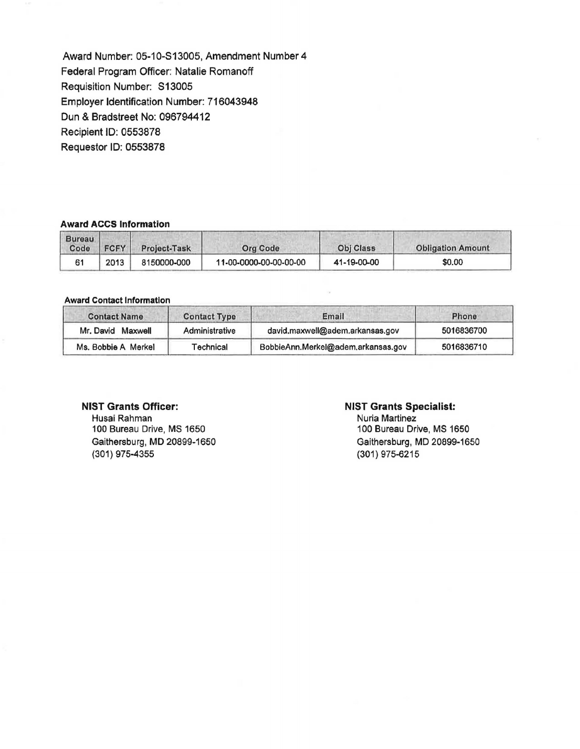Award Number: 05-10-S13005, Amendment Number 4
Federal Program Officer: Natalie Romanoff
Requisition Number: S13005
Employer Identification Number: 716043948
Dun & Bradstreet No: 096794412
Recipient ID: 0553878
Requestor ID: 0553878

**Award ACCS Information**

| Bureau Code | FCFY | Project-Task | Org Code | Obj Class | Obligation Amount |
|---|---|---|---|---|---|
| 61 | 2013 | 8150000-000 | 11-00-0000-00-00-00-00 | 41-19-00-00 | $0.00 |

**Award Contact Information**

| Contact Name | Contact Type | Email | Phone |
|---|---|---|---|
| Mr. David Maxwell | Administrative | david.maxwell@adem.arkansas.gov | 5016836700 |
| Ms. Bobbie A Merkel | Technical | BobbieAnn.Merkel@adem.arkansas.gov | 5016836710 |

**NIST Grants Officer:**
Husai Rahman
100 Bureau Drive, MS 1650
Gaithersburg, MD 20899-1650
(301) 975-4355

**NIST Grants Specialist:**
Nuria Martinez
100 Bureau Drive, MS 1650
Gaithersburg, MD 20899-1650
(301) 975-6215